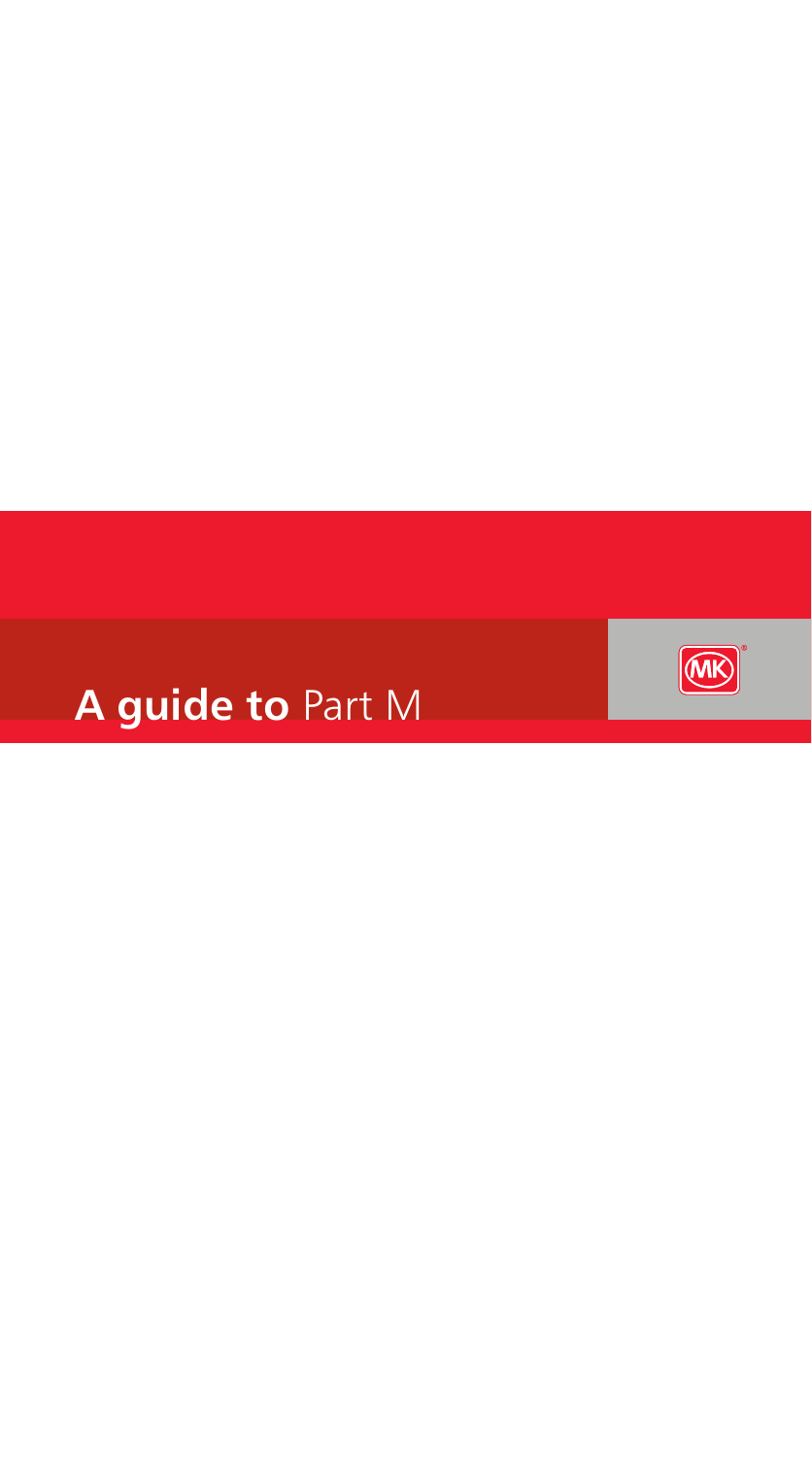# **A guide to** Part M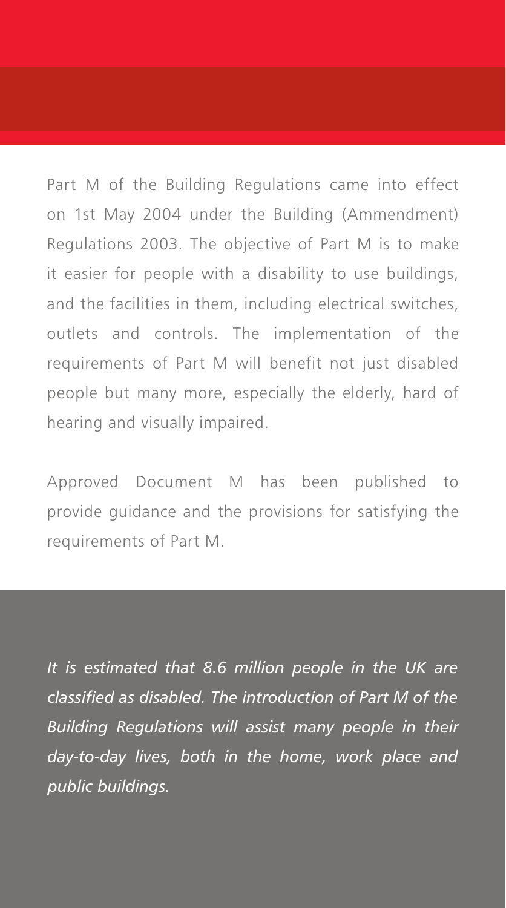Part M of the Building Regulations came into effect on 1st May 2004 under the Building (Ammendment) Regulations 2003. The objective of Part M is to make it easier for people with a disability to use buildings, and the facilities in them, including electrical switches, outlets and controls. The implementation of the requirements of Part M will benefit not just disabled people but many more, especially the elderly, hard of hearing and visually impaired.

Approved Document M has been published to provide guidance and the provisions for satisfying the requirements of Part M.

*It is estimated that 8.6 million people in the UK are classified as disabled. The introduction of Part M of the Building Regulations will assist many people in their day-to-day lives, both in the home, work place and public buildings.*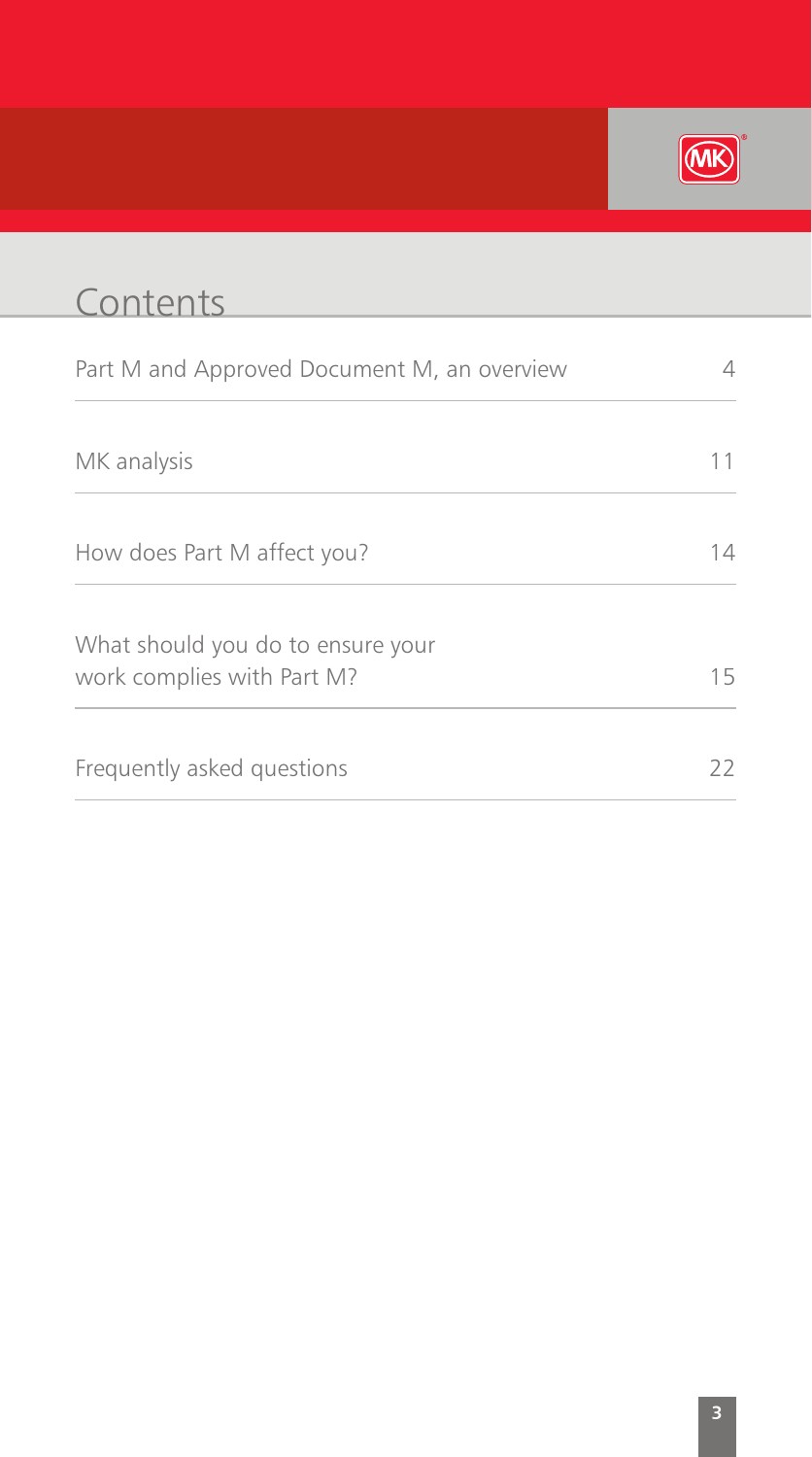# Contents

| | |
|---|---|
| Part M and Approved Document M, an overview | 4 |
| MK analysis | 11 |
| How does Part M affect you? | 14 |
| What should you do to ensure your work complies with Part M? | 15 |
| Frequently asked questions | 22 |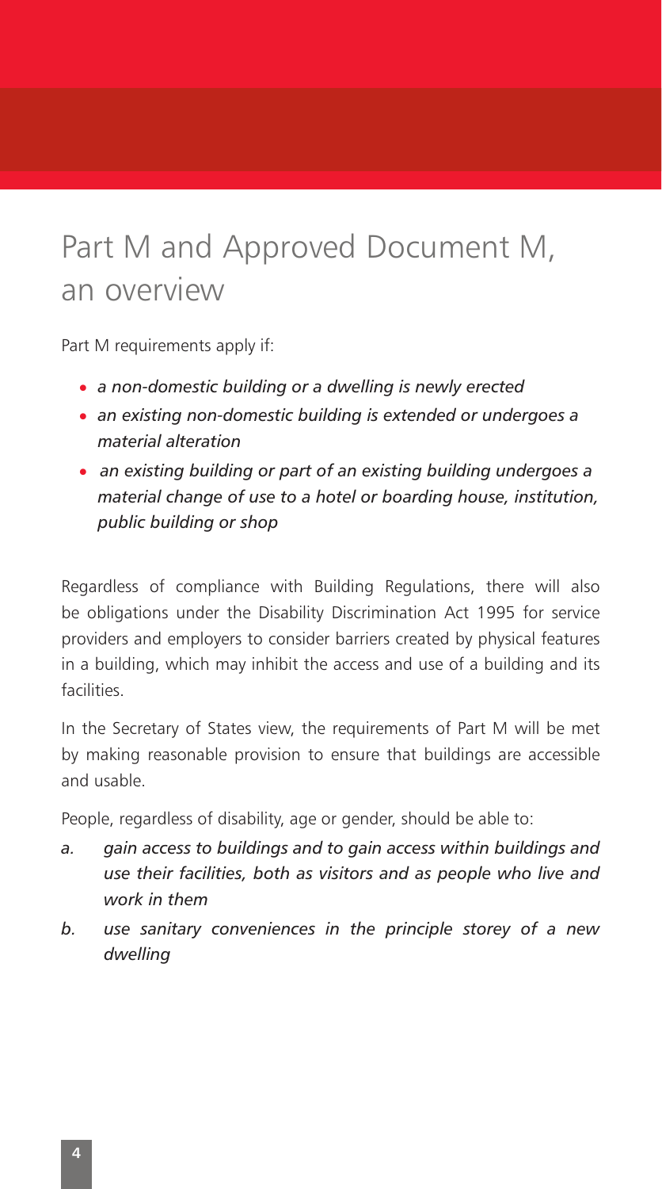# Part M and Approved Document M, an overview

Part M requirements apply if:

- *a non-domestic building or a dwelling is newly erected*
- *an existing non-domestic building is extended or undergoes a material alteration*
- *an existing building or part of an existing building undergoes a material change of use to a hotel or boarding house, institution, public building or shop*

Regardless of compliance with Building Regulations, there will also be obligations under the Disability Discrimination Act 1995 for service providers and employers to consider barriers created by physical features in a building, which may inhibit the access and use of a building and its facilities.

In the Secretary of States view, the requirements of Part M will be met by making reasonable provision to ensure that buildings are accessible and usable.

People, regardless of disability, age or gender, should be able to:

*a. gain access to buildings and to gain access within buildings and use their facilities, both as visitors and as people who live and work in them*

*b. use sanitary conveniences in the principle storey of a new dwelling*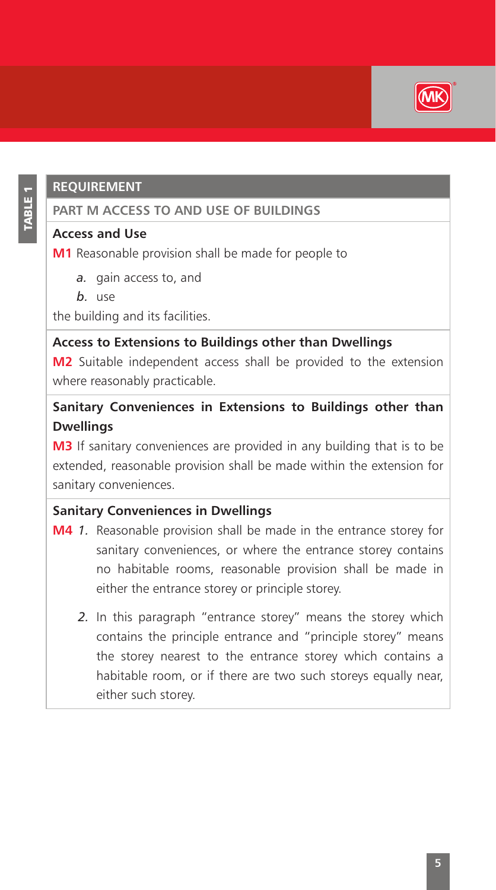**TABLE 1**

| REQUIREMENT |
|---|
| **PART M ACCESS TO AND USE OF BUILDINGS** |
| **Access and Use**<br>**M1** Reasonable provision shall be made for people to<br>*a.* gain access to, and<br>*b.* use<br>the building and its facilities. |
| **Access to Extensions to Buildings other than Dwellings**<br>**M2** Suitable independent access shall be provided to the extension where reasonably practicable. |
| **Sanitary Conveniences in Extensions to Buildings other than Dwellings**<br>**M3** If sanitary conveniences are provided in any building that is to be extended, reasonable provision shall be made within the extension for sanitary conveniences. |
| **Sanitary Conveniences in Dwellings**<br>**M4** *1.* Reasonable provision shall be made in the entrance storey for sanitary conveniences, or where the entrance storey contains no habitable rooms, reasonable provision shall be made in either the entrance storey or principle storey.<br>*2.* In this paragraph "entrance storey" means the storey which contains the principle entrance and "principle storey" means the storey nearest to the entrance storey which contains a habitable room, or if there are two such storeys equally near, either such storey. |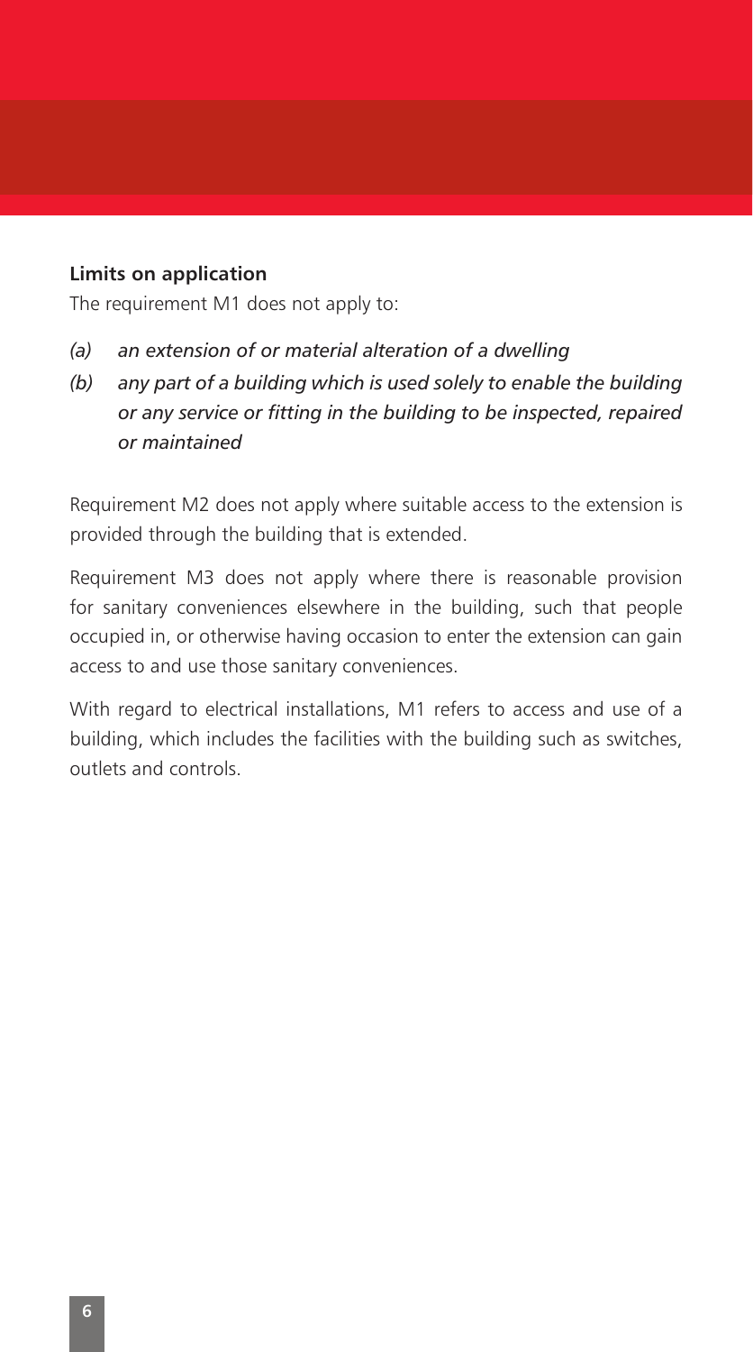**Limits on application**

The requirement M1 does not apply to:

*(a)* *an extension of or material alteration of a dwelling*

*(b)* *any part of a building which is used solely to enable the building or any service or fitting in the building to be inspected, repaired or maintained*

Requirement M2 does not apply where suitable access to the extension is provided through the building that is extended.

Requirement M3 does not apply where there is reasonable provision for sanitary conveniences elsewhere in the building, such that people occupied in, or otherwise having occasion to enter the extension can gain access to and use those sanitary conveniences.

With regard to electrical installations, M1 refers to access and use of a building, which includes the facilities with the building such as switches, outlets and controls.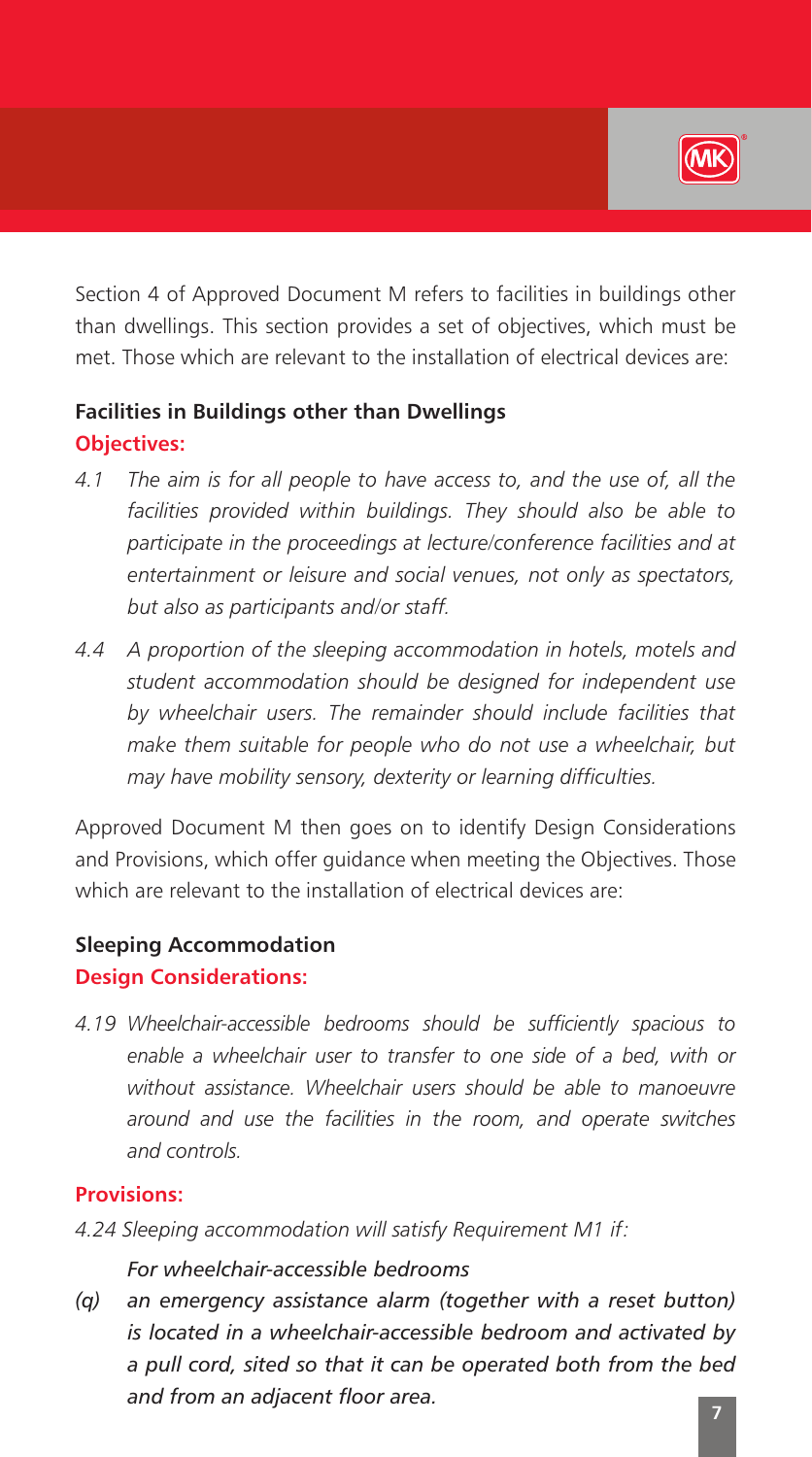Section 4 of Approved Document M refers to facilities in buildings other than dwellings. This section provides a set of objectives, which must be met. Those which are relevant to the installation of electrical devices are:

**Facilities in Buildings other than Dwellings**

**Objectives:**

*4.1 The aim is for all people to have access to, and the use of, all the facilities provided within buildings. They should also be able to participate in the proceedings at lecture/conference facilities and at entertainment or leisure and social venues, not only as spectators, but also as participants and/or staff.*

*4.4 A proportion of the sleeping accommodation in hotels, motels and student accommodation should be designed for independent use by wheelchair users. The remainder should include facilities that make them suitable for people who do not use a wheelchair, but may have mobility sensory, dexterity or learning difficulties.*

Approved Document M then goes on to identify Design Considerations and Provisions, which offer guidance when meeting the Objectives. Those which are relevant to the installation of electrical devices are:

**Sleeping Accommodation**

**Design Considerations:**

*4.19 Wheelchair-accessible bedrooms should be sufficiently spacious to enable a wheelchair user to transfer to one side of a bed, with or without assistance. Wheelchair users should be able to manoeuvre around and use the facilities in the room, and operate switches and controls.*

**Provisions:**

*4.24 Sleeping accommodation will satisfy Requirement M1 if:*

*For wheelchair-accessible bedrooms*

*(q) an emergency assistance alarm (together with a reset button) is located in a wheelchair-accessible bedroom and activated by a pull cord, sited so that it can be operated both from the bed and from an adjacent floor area.*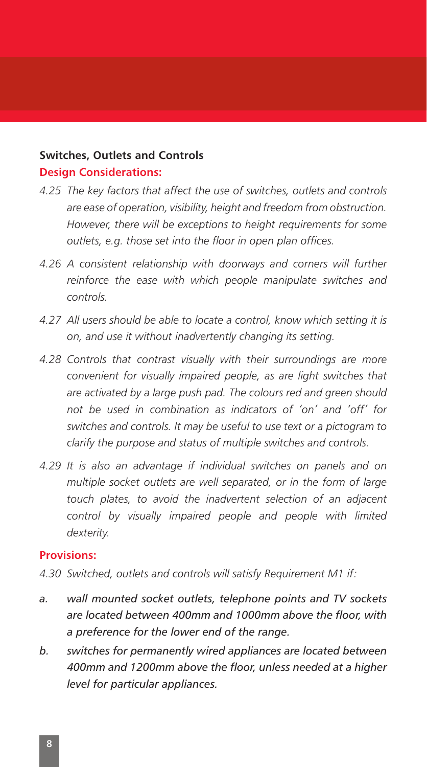## Switches, Outlets and Controls

### Design Considerations:

*4.25 The key factors that affect the use of switches, outlets and controls are ease of operation, visibility, height and freedom from obstruction. However, there will be exceptions to height requirements for some outlets, e.g. those set into the floor in open plan offices.*

*4.26 A consistent relationship with doorways and corners will further reinforce the ease with which people manipulate switches and controls.*

*4.27 All users should be able to locate a control, know which setting it is on, and use it without inadvertently changing its setting.*

*4.28 Controls that contrast visually with their surroundings are more convenient for visually impaired people, as are light switches that are activated by a large push pad. The colours red and green should not be used in combination as indicators of 'on' and 'off' for switches and controls. It may be useful to use text or a pictogram to clarify the purpose and status of multiple switches and controls.*

*4.29 It is also an advantage if individual switches on panels and on multiple socket outlets are well separated, or in the form of large touch plates, to avoid the inadvertent selection of an adjacent control by visually impaired people and people with limited dexterity.*

### Provisions:

*4.30 Switched, outlets and controls will satisfy Requirement M1 if:*

*a. wall mounted socket outlets, telephone points and TV sockets are located between 400mm and 1000mm above the floor, with a preference for the lower end of the range.*

*b. switches for permanently wired appliances are located between 400mm and 1200mm above the floor, unless needed at a higher level for particular appliances.*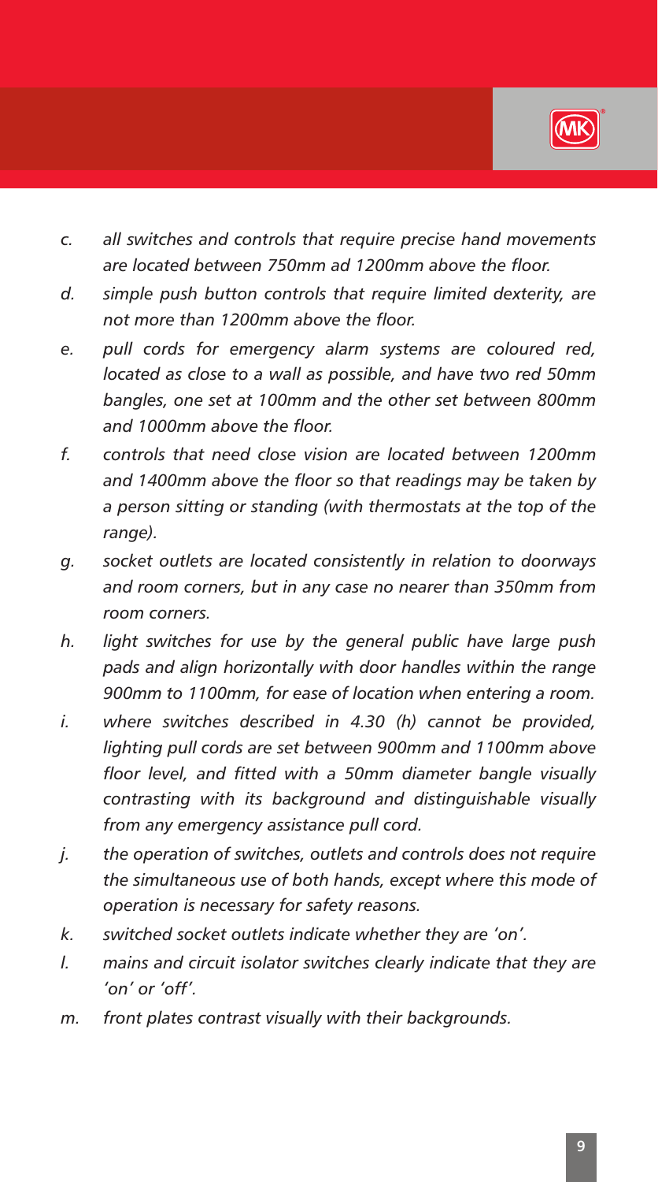*c. all switches and controls that require precise hand movements are located between 750mm ad 1200mm above the floor.*

*d. simple push button controls that require limited dexterity, are not more than 1200mm above the floor.*

*e. pull cords for emergency alarm systems are coloured red, located as close to a wall as possible, and have two red 50mm bangles, one set at 100mm and the other set between 800mm and 1000mm above the floor.*

*f. controls that need close vision are located between 1200mm and 1400mm above the floor so that readings may be taken by a person sitting or standing (with thermostats at the top of the range).*

*g. socket outlets are located consistently in relation to doorways and room corners, but in any case no nearer than 350mm from room corners.*

*h. light switches for use by the general public have large push pads and align horizontally with door handles within the range 900mm to 1100mm, for ease of location when entering a room.*

*i. where switches described in 4.30 (h) cannot be provided, lighting pull cords are set between 900mm and 1100mm above floor level, and fitted with a 50mm diameter bangle visually contrasting with its background and distinguishable visually from any emergency assistance pull cord.*

*j. the operation of switches, outlets and controls does not require the simultaneous use of both hands, except where this mode of operation is necessary for safety reasons.*

*k. switched socket outlets indicate whether they are 'on'.*

*l. mains and circuit isolator switches clearly indicate that they are 'on' or 'off'.*

*m. front plates contrast visually with their backgrounds.*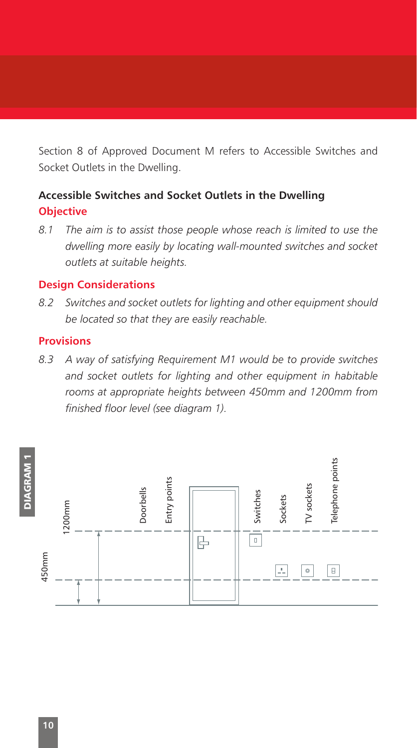Section 8 of Approved Document M refers to Accessible Switches and Socket Outlets in the Dwelling.

### Accessible Switches and Socket Outlets in the Dwelling

#### Objective

*8.1 The aim is to assist those people whose reach is limited to use the dwelling more easily by locating wall-mounted switches and socket outlets at suitable heights.*

#### Design Considerations

*8.2 Switches and socket outlets for lighting and other equipment should be located so that they are easily reachable.*

#### Provisions

*8.3 A way of satisfying Requirement M1 would be to provide switches and socket outlets for lighting and other equipment in habitable rooms at appropriate heights between 450mm and 1200mm from finished floor level (see diagram 1).*

**DIAGRAM 1**

1200mm

450mm

Doorbells

Entry points

Switches

Sockets

TV sockets

Telephone points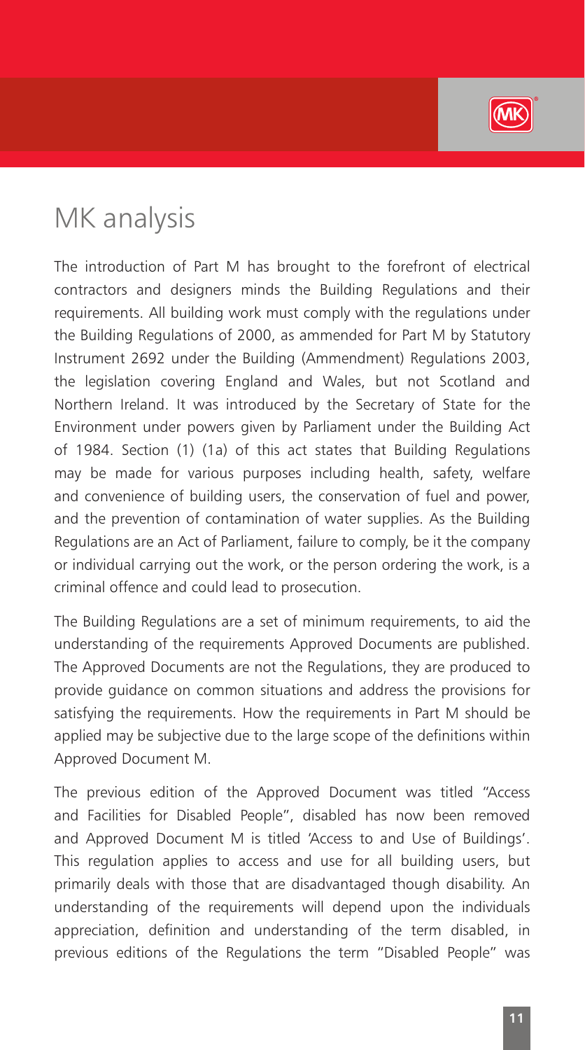# MK analysis

The introduction of Part M has brought to the forefront of electrical contractors and designers minds the Building Regulations and their requirements. All building work must comply with the regulations under the Building Regulations of 2000, as ammended for Part M by Statutory Instrument 2692 under the Building (Ammendment) Regulations 2003, the legislation covering England and Wales, but not Scotland and Northern Ireland. It was introduced by the Secretary of State for the Environment under powers given by Parliament under the Building Act of 1984. Section (1) (1a) of this act states that Building Regulations may be made for various purposes including health, safety, welfare and convenience of building users, the conservation of fuel and power, and the prevention of contamination of water supplies. As the Building Regulations are an Act of Parliament, failure to comply, be it the company or individual carrying out the work, or the person ordering the work, is a criminal offence and could lead to prosecution.

The Building Regulations are a set of minimum requirements, to aid the understanding of the requirements Approved Documents are published. The Approved Documents are not the Regulations, they are produced to provide guidance on common situations and address the provisions for satisfying the requirements. How the requirements in Part M should be applied may be subjective due to the large scope of the definitions within Approved Document M.

The previous edition of the Approved Document was titled "Access and Facilities for Disabled People", disabled has now been removed and Approved Document M is titled 'Access to and Use of Buildings'. This regulation applies to access and use for all building users, but primarily deals with those that are disadvantaged though disability. An understanding of the requirements will depend upon the individuals appreciation, definition and understanding of the term disabled, in previous editions of the Regulations the term "Disabled People" was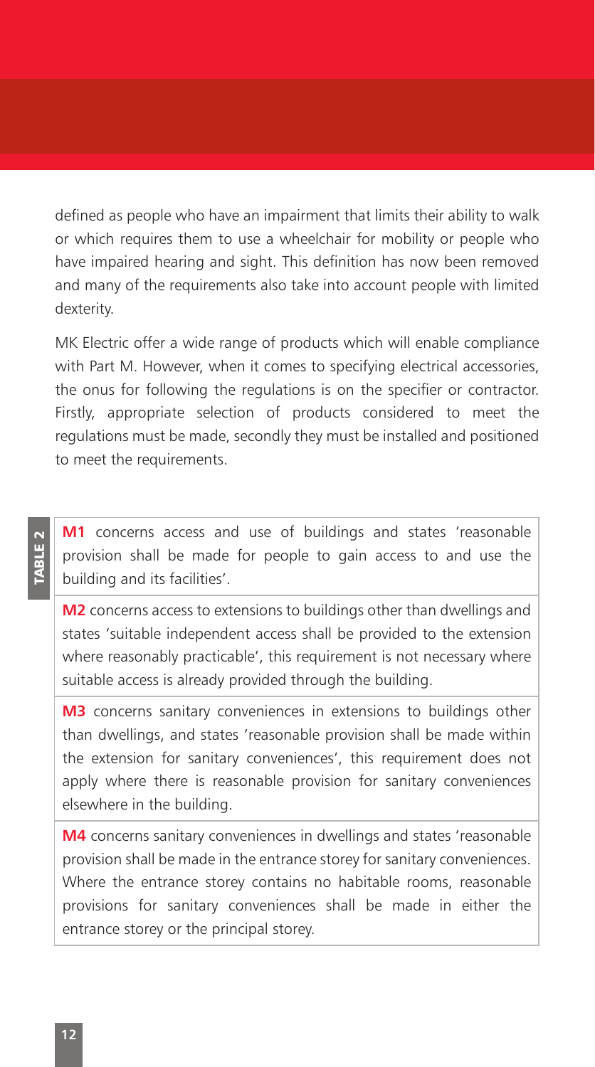defined as people who have an impairment that limits their ability to walk or which requires them to use a wheelchair for mobility or people who have impaired hearing and sight. This definition has now been removed and many of the requirements also take into account people with limited dexterity.

MK Electric offer a wide range of products which will enable compliance with Part M. However, when it comes to specifying electrical accessories, the onus for following the regulations is on the specifier or contractor. Firstly, appropriate selection of products considered to meet the regulations must be made, secondly they must be installed and positioned to meet the requirements.

**TABLE 2**

| |
|---|
| **M1** concerns access and use of buildings and states 'reasonable provision shall be made for people to gain access to and use the building and its facilities'. |
| **M2** concerns access to extensions to buildings other than dwellings and states 'suitable independent access shall be provided to the extension where reasonably practicable', this requirement is not necessary where suitable access is already provided through the building. |
| **M3** concerns sanitary conveniences in extensions to buildings other than dwellings, and states 'reasonable provision shall be made within the extension for sanitary conveniences', this requirement does not apply where there is reasonable provision for sanitary conveniences elsewhere in the building. |
| **M4** concerns sanitary conveniences in dwellings and states 'reasonable provision shall be made in the entrance storey for sanitary conveniences. Where the entrance storey contains no habitable rooms, reasonable provisions for sanitary conveniences shall be made in either the entrance storey or the principal storey. |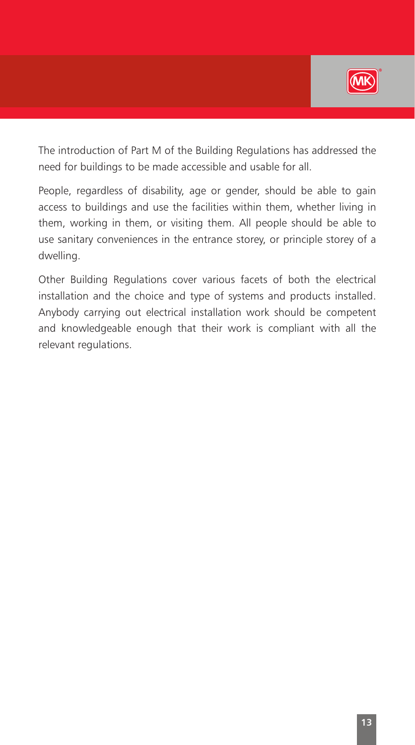The introduction of Part M of the Building Regulations has addressed the need for buildings to be made accessible and usable for all.

People, regardless of disability, age or gender, should be able to gain access to buildings and use the facilities within them, whether living in them, working in them, or visiting them. All people should be able to use sanitary conveniences in the entrance storey, or principle storey of a dwelling.

Other Building Regulations cover various facets of both the electrical installation and the choice and type of systems and products installed. Anybody carrying out electrical installation work should be competent and knowledgeable enough that their work is compliant with all the relevant regulations.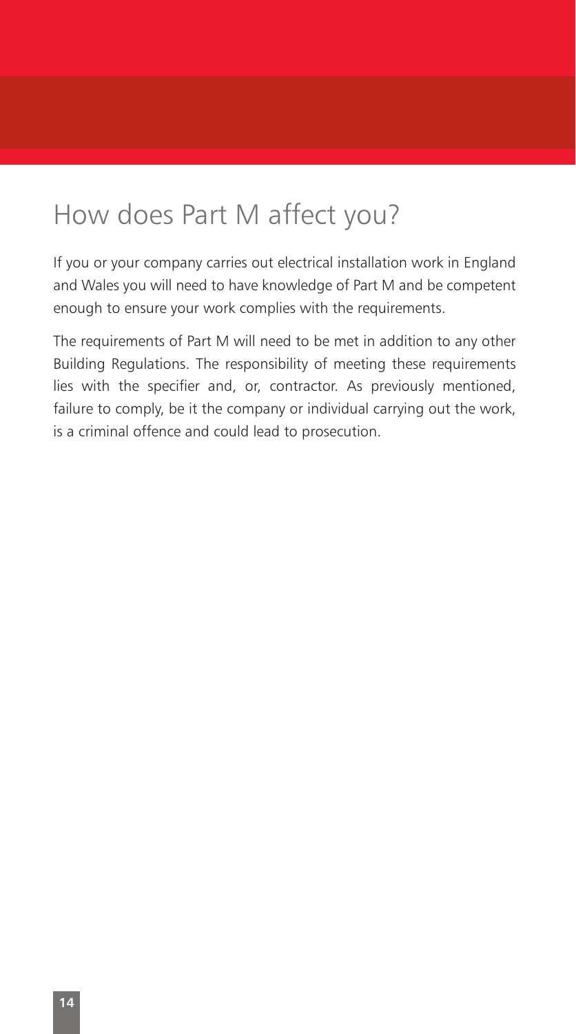# How does Part M affect you?

If you or your company carries out electrical installation work in England and Wales you will need to have knowledge of Part M and be competent enough to ensure your work complies with the requirements.

The requirements of Part M will need to be met in addition to any other Building Regulations. The responsibility of meeting these requirements lies with the specifier and, or, contractor. As previously mentioned, failure to comply, be it the company or individual carrying out the work, is a criminal offence and could lead to prosecution.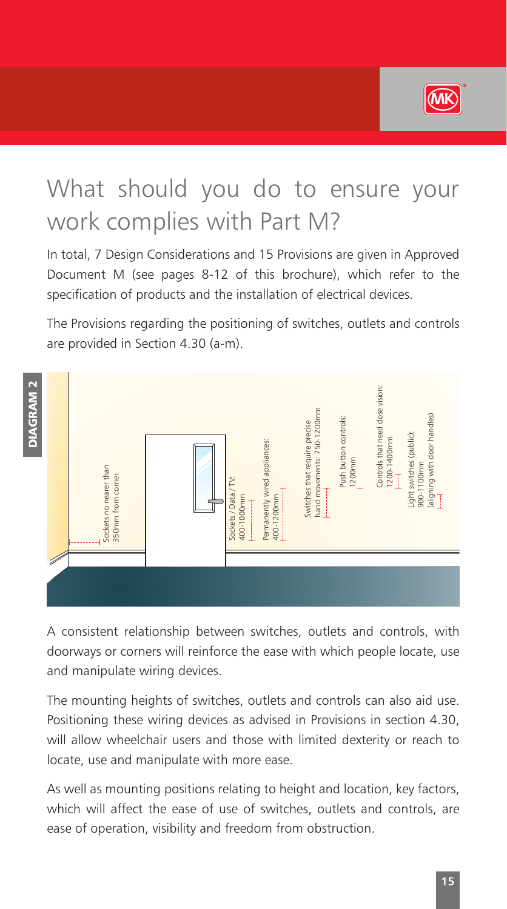# What should you do to ensure your work complies with Part M?

In total, 7 Design Considerations and 15 Provisions are given in Approved Document M (see pages 8-12 of this brochure), which refer to the specification of products and the installation of electrical devices.

The Provisions regarding the positioning of switches, outlets and controls are provided in Section 4.30 (a-m).

**DIAGRAM 2**

- Sockets no nearer than 350mm from corner
- Sockets / Data / TV: 400-1000mm
- Permanently wired appliances: 400-1200mm
- Switches that require precise hand movements: 750-1200mm
- Push button controls: 1200mm
- Controls that need close vision: 1200-1400mm
- Light switches (public): 900-1100mm (aligning with door handles)

A consistent relationship between switches, outlets and controls, with doorways or corners will reinforce the ease with which people locate, use and manipulate wiring devices.

The mounting heights of switches, outlets and controls can also aid use. Positioning these wiring devices as advised in Provisions in section 4.30, will allow wheelchair users and those with limited dexterity or reach to locate, use and manipulate with more ease.

As well as mounting positions relating to height and location, key factors, which will affect the ease of use of switches, outlets and controls, are ease of operation, visibility and freedom from obstruction.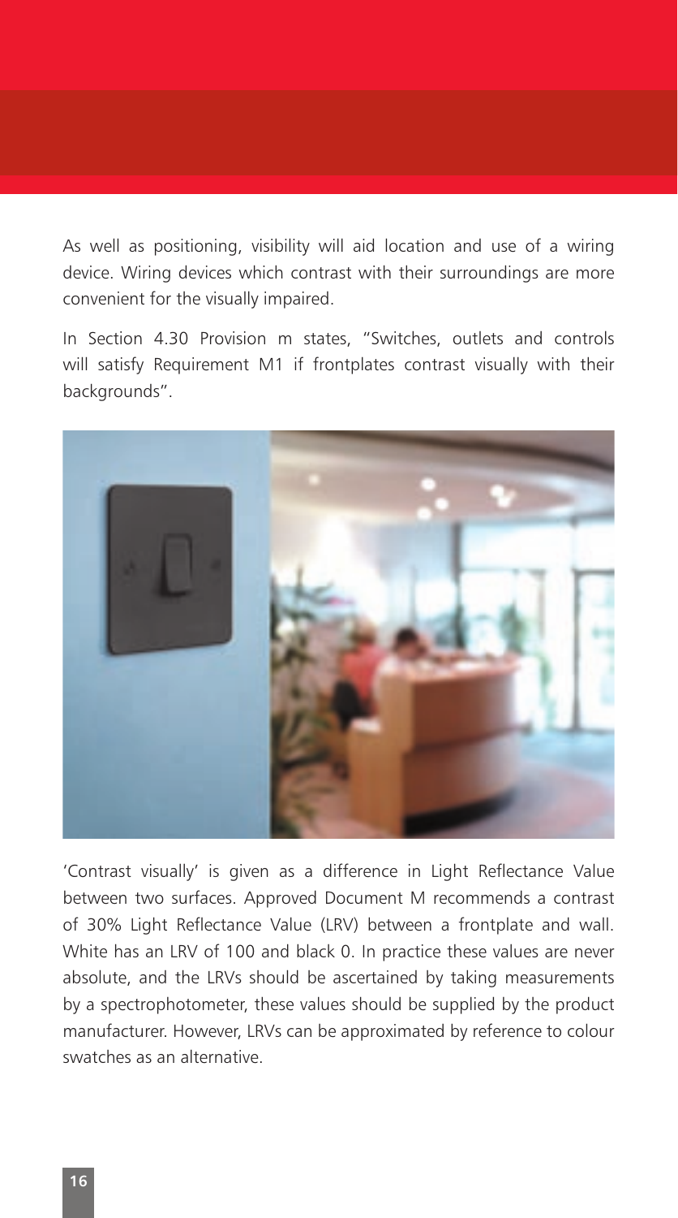As well as positioning, visibility will aid location and use of a wiring device. Wiring devices which contrast with their surroundings are more convenient for the visually impaired.

In Section 4.30 Provision m states, "Switches, outlets and controls will satisfy Requirement M1 if frontplates contrast visually with their backgrounds".

'Contrast visually' is given as a difference in Light Reflectance Value between two surfaces. Approved Document M recommends a contrast of 30% Light Reflectance Value (LRV) between a frontplate and wall. White has an LRV of 100 and black 0. In practice these values are never absolute, and the LRVs should be ascertained by taking measurements by a spectrophotometer, these values should be supplied by the product manufacturer. However, LRVs can be approximated by reference to colour swatches as an alternative.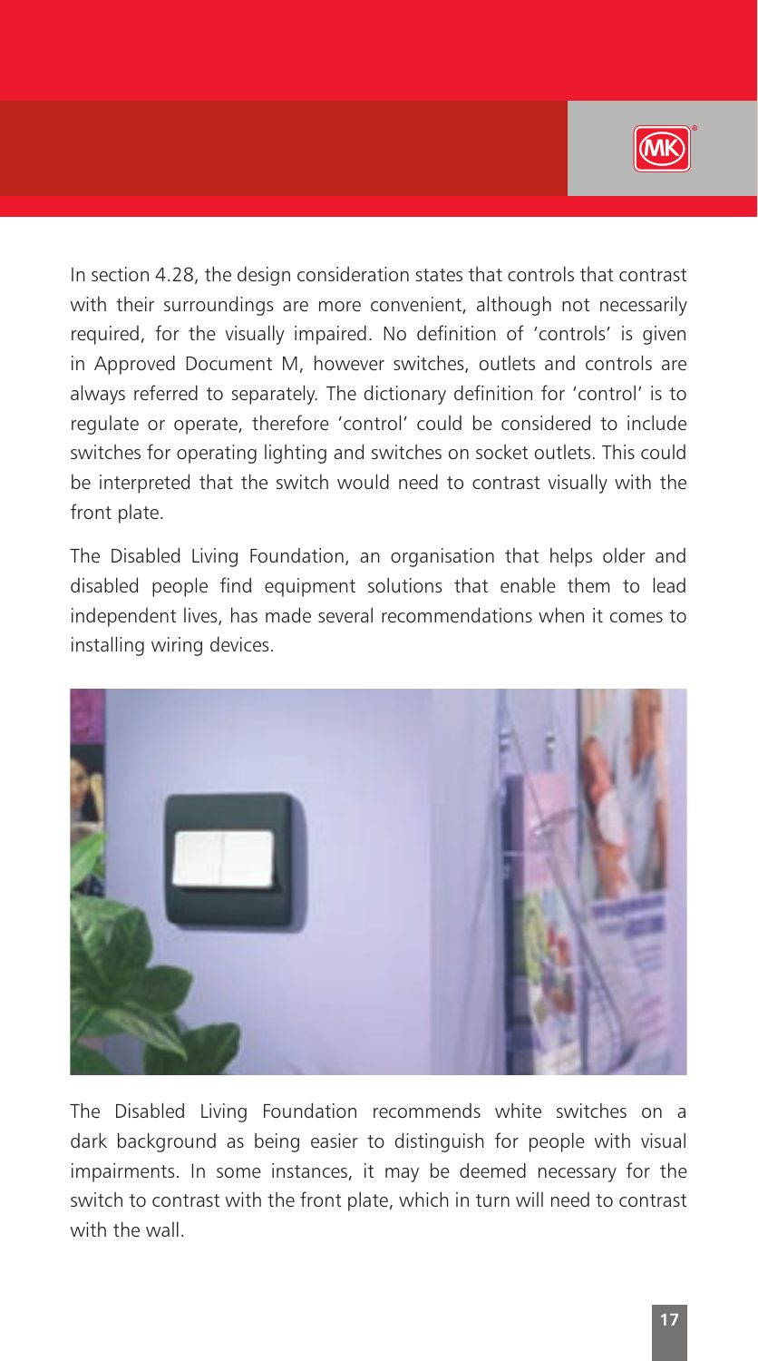In section 4.28, the design consideration states that controls that contrast with their surroundings are more convenient, although not necessarily required, for the visually impaired. No definition of 'controls' is given in Approved Document M, however switches, outlets and controls are always referred to separately. The dictionary definition for 'control' is to regulate or operate, therefore 'control' could be considered to include switches for operating lighting and switches on socket outlets. This could be interpreted that the switch would need to contrast visually with the front plate.

The Disabled Living Foundation, an organisation that helps older and disabled people find equipment solutions that enable them to lead independent lives, has made several recommendations when it comes to installing wiring devices.

The Disabled Living Foundation recommends white switches on a dark background as being easier to distinguish for people with visual impairments. In some instances, it may be deemed necessary for the switch to contrast with the front plate, which in turn will need to contrast with the wall.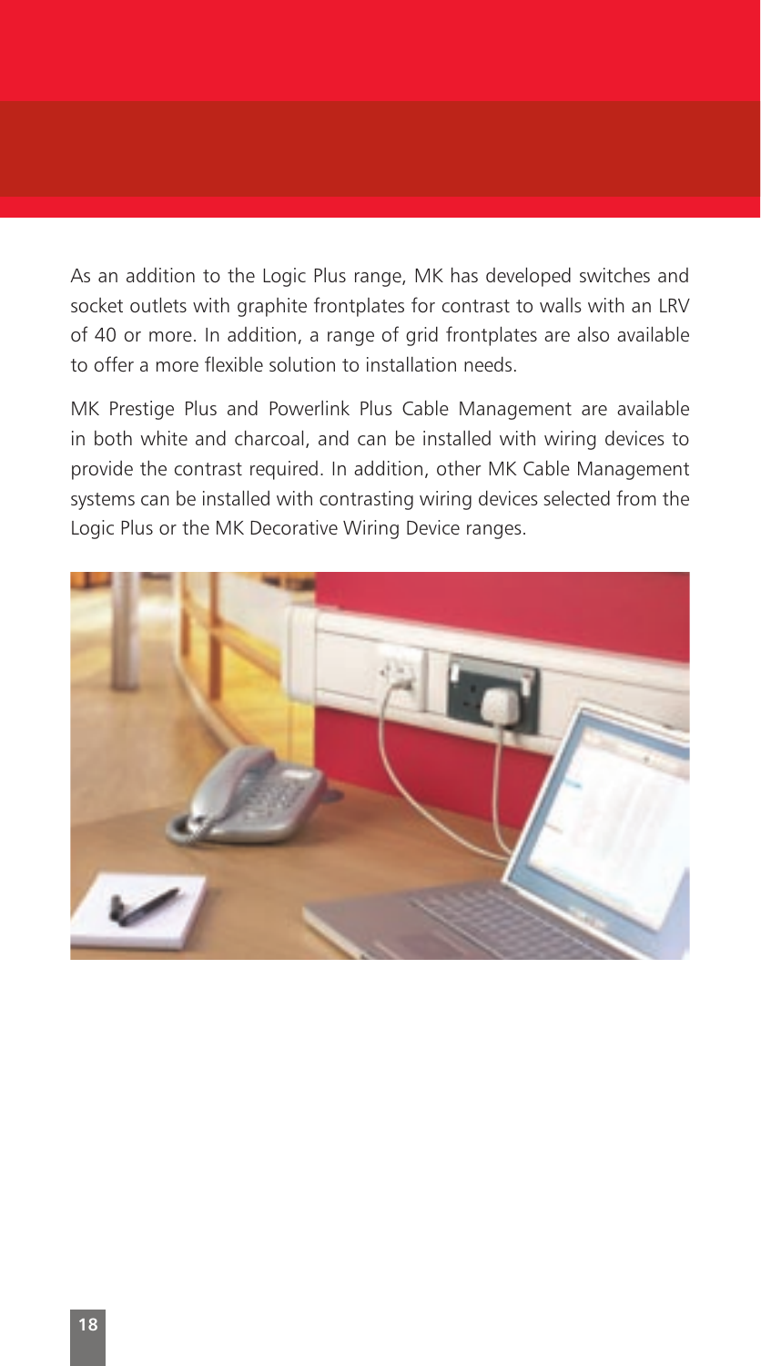As an addition to the Logic Plus range, MK has developed switches and socket outlets with graphite frontplates for contrast to walls with an LRV of 40 or more. In addition, a range of grid frontplates are also available to offer a more flexible solution to installation needs.

MK Prestige Plus and Powerlink Plus Cable Management are available in both white and charcoal, and can be installed with wiring devices to provide the contrast required. In addition, other MK Cable Management systems can be installed with contrasting wiring devices selected from the Logic Plus or the MK Decorative Wiring Device ranges.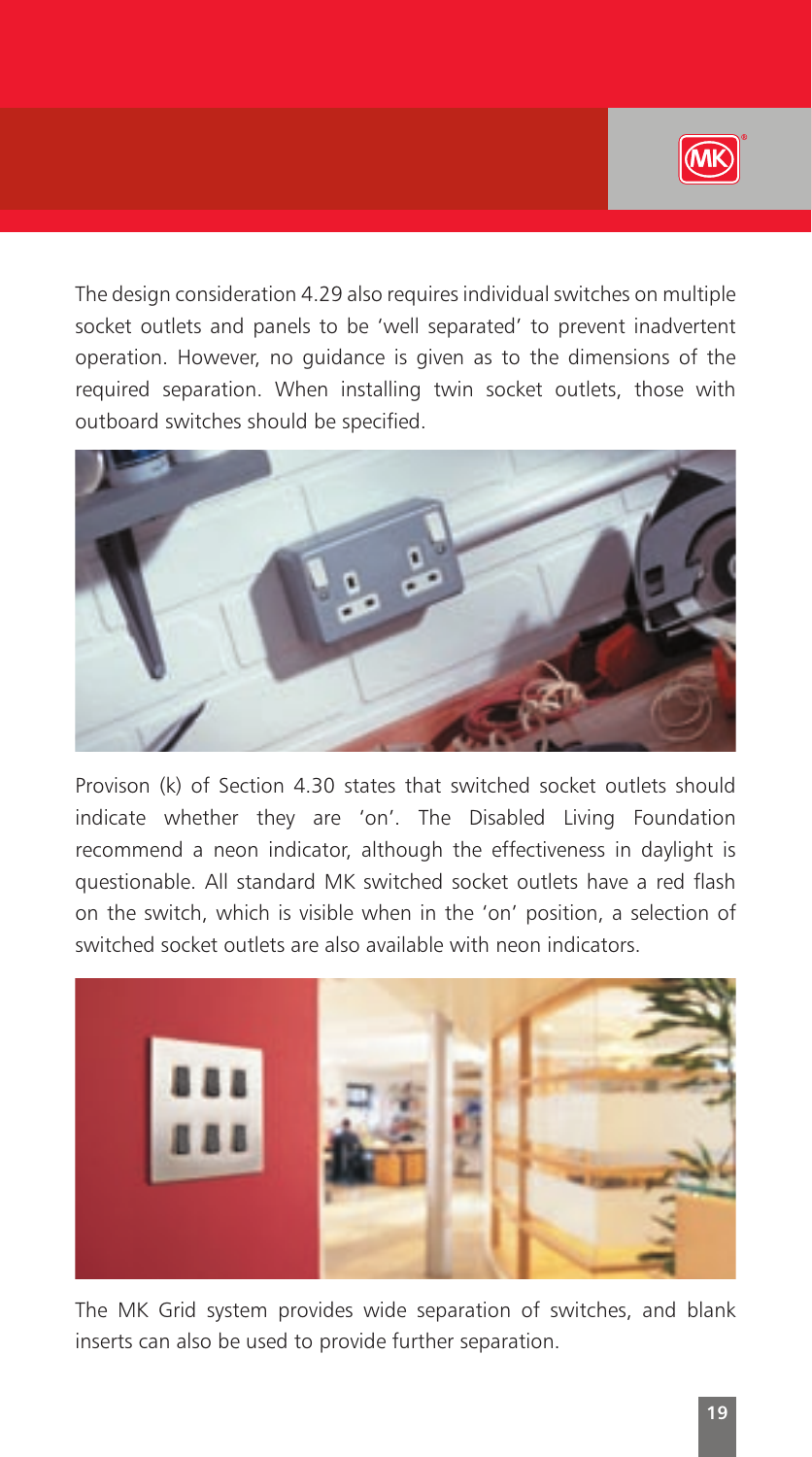The design consideration 4.29 also requires individual switches on multiple socket outlets and panels to be 'well separated' to prevent inadvertent operation. However, no guidance is given as to the dimensions of the required separation. When installing twin socket outlets, those with outboard switches should be specified.

Provison (k) of Section 4.30 states that switched socket outlets should indicate whether they are 'on'. The Disabled Living Foundation recommend a neon indicator, although the effectiveness in daylight is questionable. All standard MK switched socket outlets have a red flash on the switch, which is visible when in the 'on' position, a selection of switched socket outlets are also available with neon indicators.

The MK Grid system provides wide separation of switches, and blank inserts can also be used to provide further separation.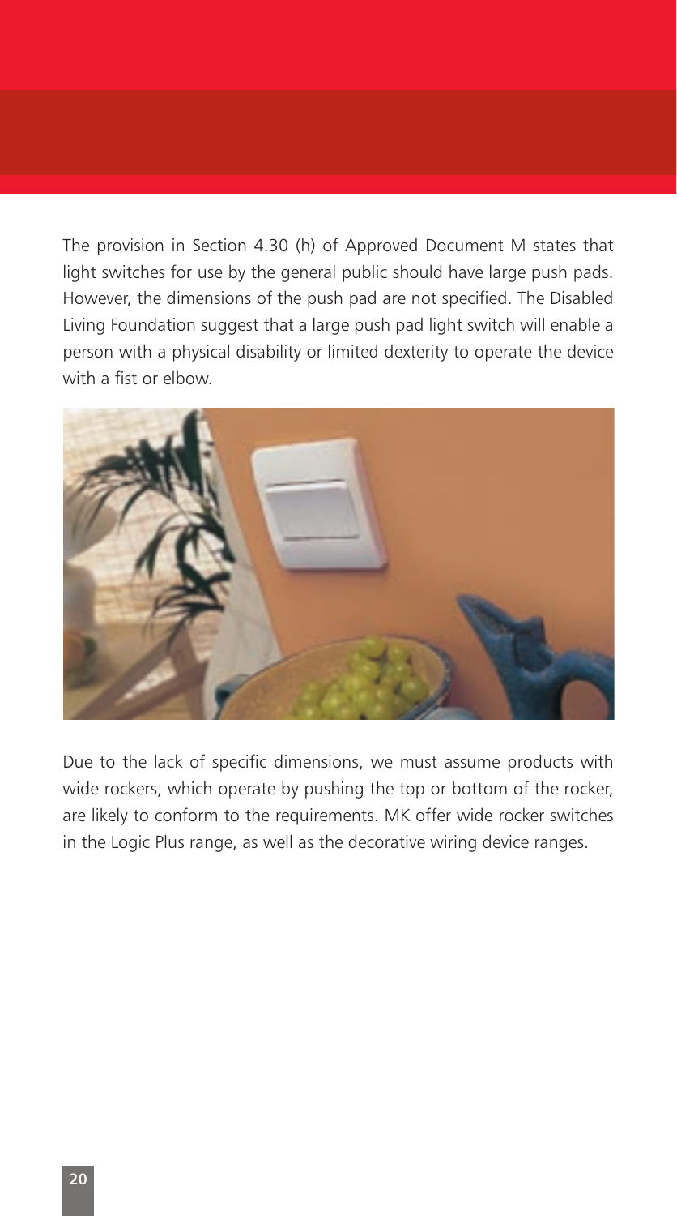The provision in Section 4.30 (h) of Approved Document M states that light switches for use by the general public should have large push pads. However, the dimensions of the push pad are not specified. The Disabled Living Foundation suggest that a large push pad light switch will enable a person with a physical disability or limited dexterity to operate the device with a fist or elbow.

Due to the lack of specific dimensions, we must assume products with wide rockers, which operate by pushing the top or bottom of the rocker, are likely to conform to the requirements. MK offer wide rocker switches in the Logic Plus range, as well as the decorative wiring device ranges.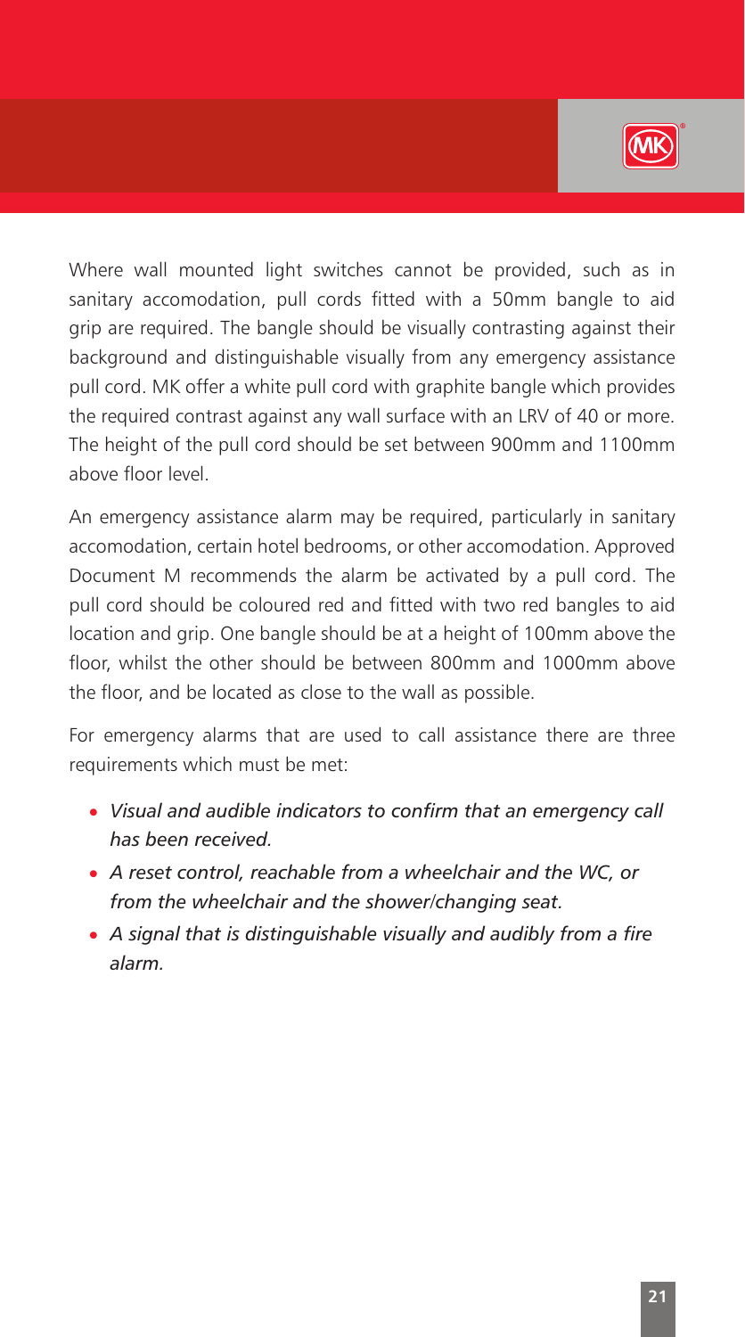Where wall mounted light switches cannot be provided, such as in sanitary accomodation, pull cords fitted with a 50mm bangle to aid grip are required. The bangle should be visually contrasting against their background and distinguishable visually from any emergency assistance pull cord. MK offer a white pull cord with graphite bangle which provides the required contrast against any wall surface with an LRV of 40 or more. The height of the pull cord should be set between 900mm and 1100mm above floor level.

An emergency assistance alarm may be required, particularly in sanitary accomodation, certain hotel bedrooms, or other accomodation. Approved Document M recommends the alarm be activated by a pull cord. The pull cord should be coloured red and fitted with two red bangles to aid location and grip. One bangle should be at a height of 100mm above the floor, whilst the other should be between 800mm and 1000mm above the floor, and be located as close to the wall as possible.

For emergency alarms that are used to call assistance there are three requirements which must be met:

- *Visual and audible indicators to confirm that an emergency call has been received.*
- *A reset control, reachable from a wheelchair and the WC, or from the wheelchair and the shower/changing seat.*
- *A signal that is distinguishable visually and audibly from a fire alarm.*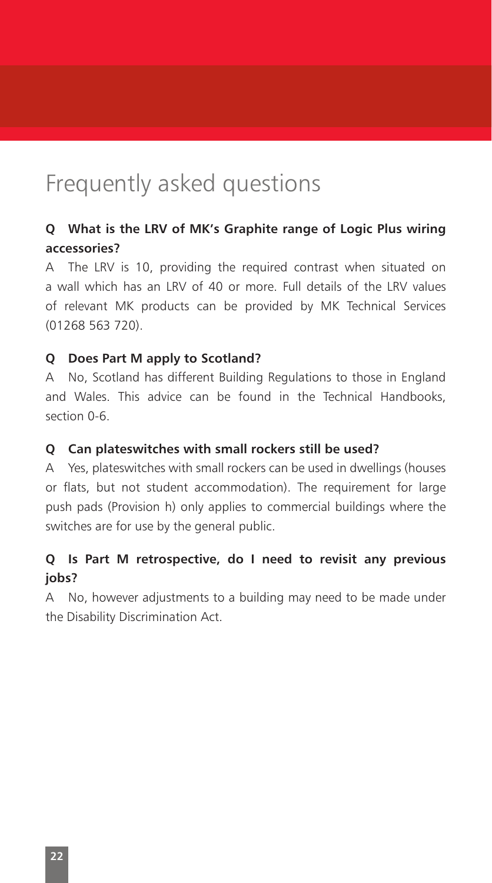# Frequently asked questions

**Q What is the LRV of MK's Graphite range of Logic Plus wiring accessories?**

A The LRV is 10, providing the required contrast when situated on a wall which has an LRV of 40 or more. Full details of the LRV values of relevant MK products can be provided by MK Technical Services (01268 563 720).

**Q Does Part M apply to Scotland?**

A No, Scotland has different Building Regulations to those in England and Wales. This advice can be found in the Technical Handbooks, section 0-6.

**Q Can plateswitches with small rockers still be used?**

A Yes, plateswitches with small rockers can be used in dwellings (houses or flats, but not student accommodation). The requirement for large push pads (Provision h) only applies to commercial buildings where the switches are for use by the general public.

**Q Is Part M retrospective, do I need to revisit any previous jobs?**

A No, however adjustments to a building may need to be made under the Disability Discrimination Act.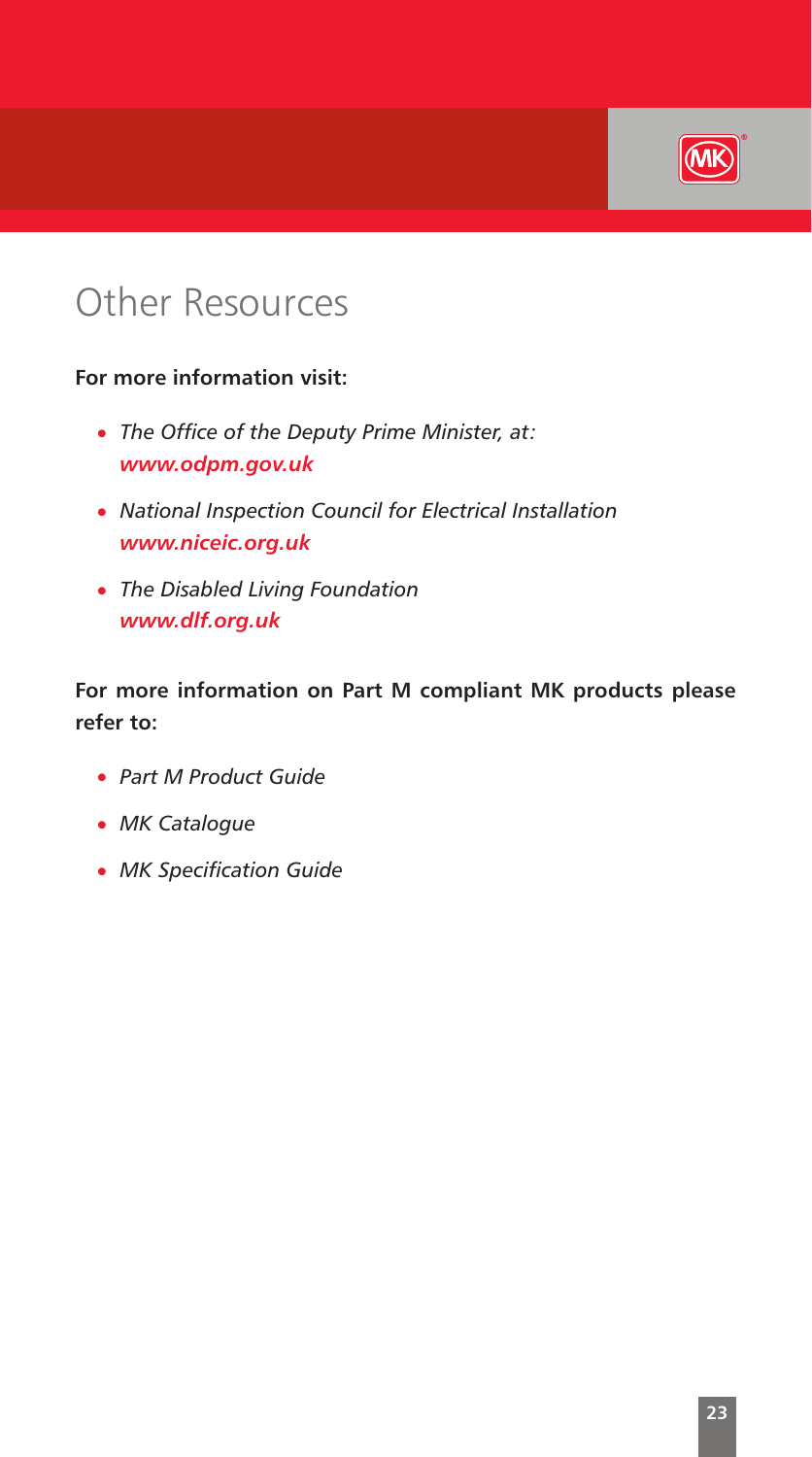# Other Resources

**For more information visit:**

- *The Office of the Deputy Prime Minister, at:*
  ***www.odpm.gov.uk***
- *National Inspection Council for Electrical Installation*
  ***www.niceic.org.uk***
- *The Disabled Living Foundation*
  ***www.dlf.org.uk***

**For more information on Part M compliant MK products please refer to:**

- *Part M Product Guide*
- *MK Catalogue*
- *MK Specification Guide*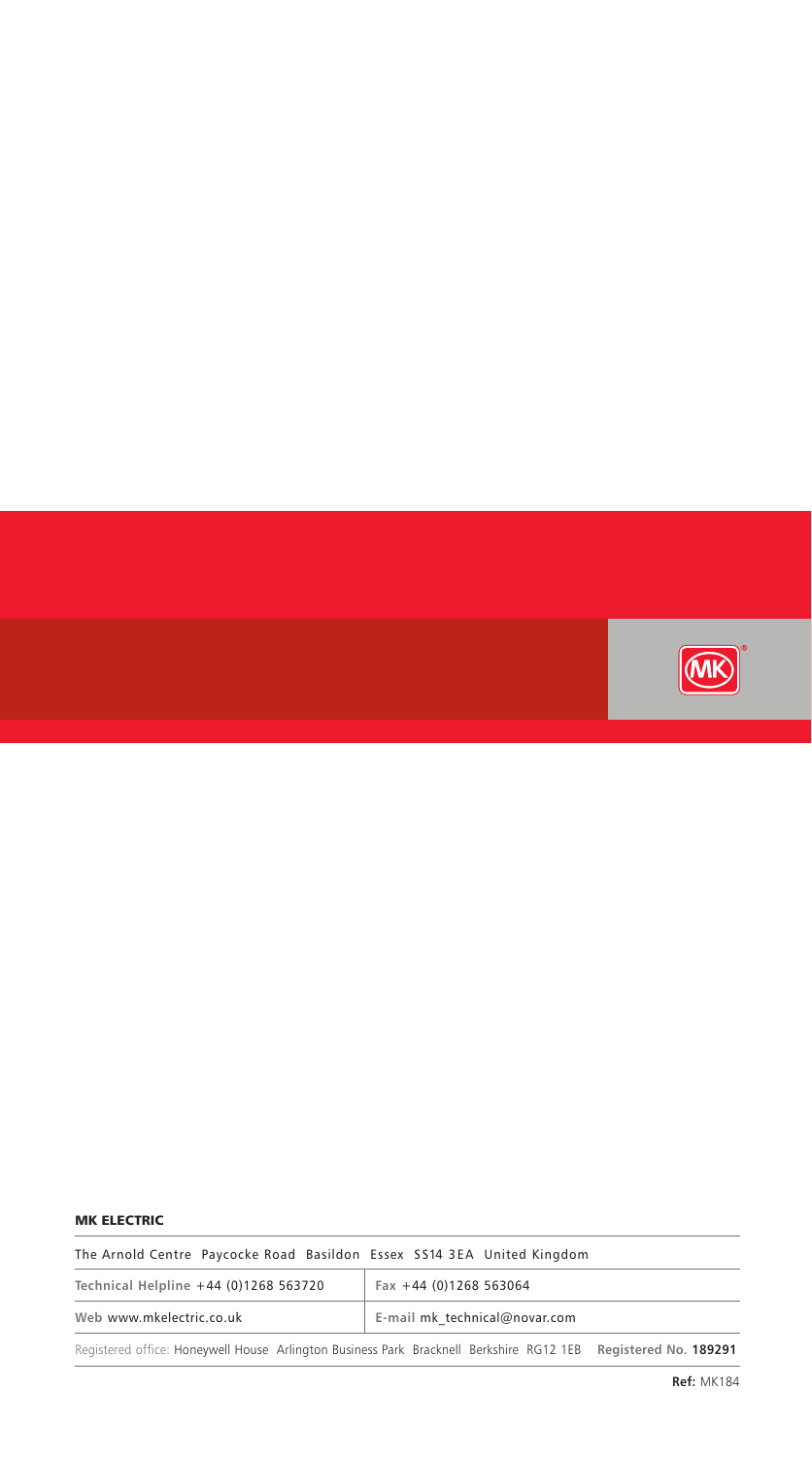**MK ELECTRIC**

The Arnold Centre Paycocke Road Basildon Essex SS14 3EA United Kingdom

| | |
|---|---|
| Technical Helpline +44 (0)1268 563720 | Fax +44 (0)1268 563064 |
| Web www.mkelectric.co.uk | E-mail mk_technical@novar.com |

Registered office: Honeywell House Arlington Business Park Bracknell Berkshire RG12 1EB **Registered No. 189291**

**Ref:** MK184